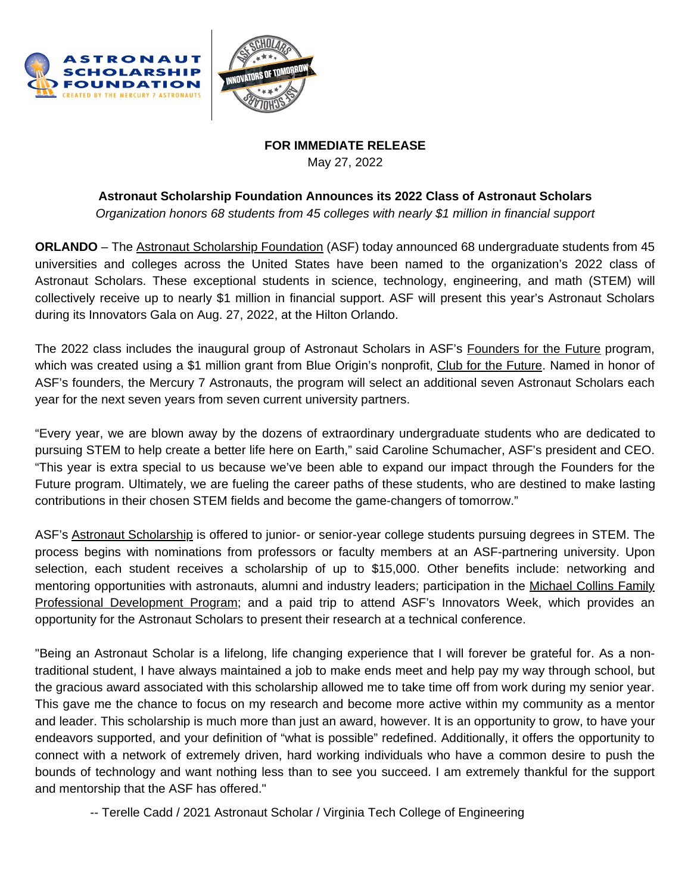**FOR IMMEDIATE RELEASE**
May 27, 2022

**Astronaut Scholarship Foundation Announces its 2022 Class of Astronaut Scholars**
*Organization honors 68 students from 45 colleges with nearly $1 million in financial support*

**ORLANDO** – The Astronaut Scholarship Foundation (ASF) today announced 68 undergraduate students from 45 universities and colleges across the United States have been named to the organization's 2022 class of Astronaut Scholars. These exceptional students in science, technology, engineering, and math (STEM) will collectively receive up to nearly $1 million in financial support. ASF will present this year's Astronaut Scholars during its Innovators Gala on Aug. 27, 2022, at the Hilton Orlando.

The 2022 class includes the inaugural group of Astronaut Scholars in ASF's Founders for the Future program, which was created using a $1 million grant from Blue Origin's nonprofit, Club for the Future. Named in honor of ASF's founders, the Mercury 7 Astronauts, the program will select an additional seven Astronaut Scholars each year for the next seven years from seven current university partners.

"Every year, we are blown away by the dozens of extraordinary undergraduate students who are dedicated to pursuing STEM to help create a better life here on Earth," said Caroline Schumacher, ASF's president and CEO. "This year is extra special to us because we've been able to expand our impact through the Founders for the Future program. Ultimately, we are fueling the career paths of these students, who are destined to make lasting contributions in their chosen STEM fields and become the game-changers of tomorrow."

ASF's Astronaut Scholarship is offered to junior- or senior-year college students pursuing degrees in STEM. The process begins with nominations from professors or faculty members at an ASF-partnering university. Upon selection, each student receives a scholarship of up to $15,000. Other benefits include: networking and mentoring opportunities with astronauts, alumni and industry leaders; participation in the Michael Collins Family Professional Development Program; and a paid trip to attend ASF's Innovators Week, which provides an opportunity for the Astronaut Scholars to present their research at a technical conference.

"Being an Astronaut Scholar is a lifelong, life changing experience that I will forever be grateful for. As a non-traditional student, I have always maintained a job to make ends meet and help pay my way through school, but the gracious award associated with this scholarship allowed me to take time off from work during my senior year. This gave me the chance to focus on my research and become more active within my community as a mentor and leader. This scholarship is much more than just an award, however. It is an opportunity to grow, to have your endeavors supported, and your definition of "what is possible" redefined. Additionally, it offers the opportunity to connect with a network of extremely driven, hard working individuals who have a common desire to push the bounds of technology and want nothing less than to see you succeed. I am extremely thankful for the support and mentorship that the ASF has offered."

-- Terelle Cadd / 2021 Astronaut Scholar / Virginia Tech College of Engineering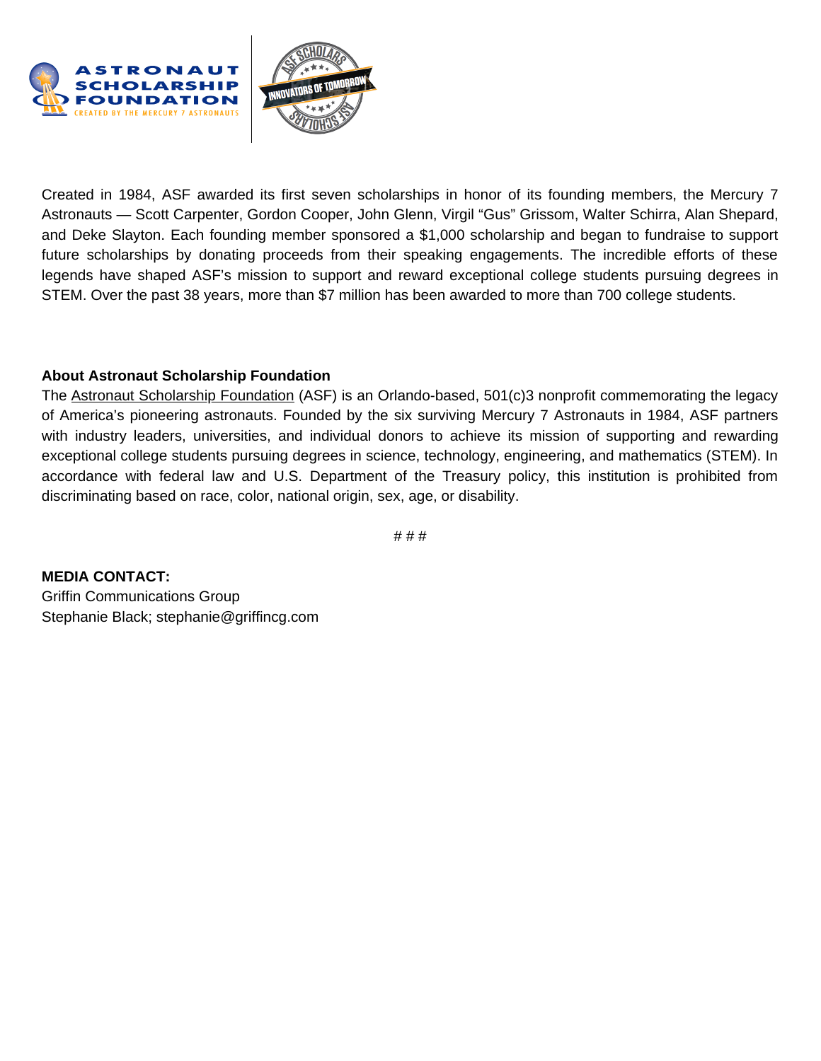Created in 1984, ASF awarded its first seven scholarships in honor of its founding members, the Mercury 7 Astronauts — Scott Carpenter, Gordon Cooper, John Glenn, Virgil "Gus" Grissom, Walter Schirra, Alan Shepard, and Deke Slayton. Each founding member sponsored a $1,000 scholarship and began to fundraise to support future scholarships by donating proceeds from their speaking engagements. The incredible efforts of these legends have shaped ASF's mission to support and reward exceptional college students pursuing degrees in STEM. Over the past 38 years, more than $7 million has been awarded to more than 700 college students.

**About Astronaut Scholarship Foundation**

The Astronaut Scholarship Foundation (ASF) is an Orlando-based, 501(c)3 nonprofit commemorating the legacy of America's pioneering astronauts. Founded by the six surviving Mercury 7 Astronauts in 1984, ASF partners with industry leaders, universities, and individual donors to achieve its mission of supporting and rewarding exceptional college students pursuing degrees in science, technology, engineering, and mathematics (STEM). In accordance with federal law and U.S. Department of the Treasury policy, this institution is prohibited from discriminating based on race, color, national origin, sex, age, or disability.

# # #

**MEDIA CONTACT:**

Griffin Communications Group

Stephanie Black; stephanie@griffincg.com